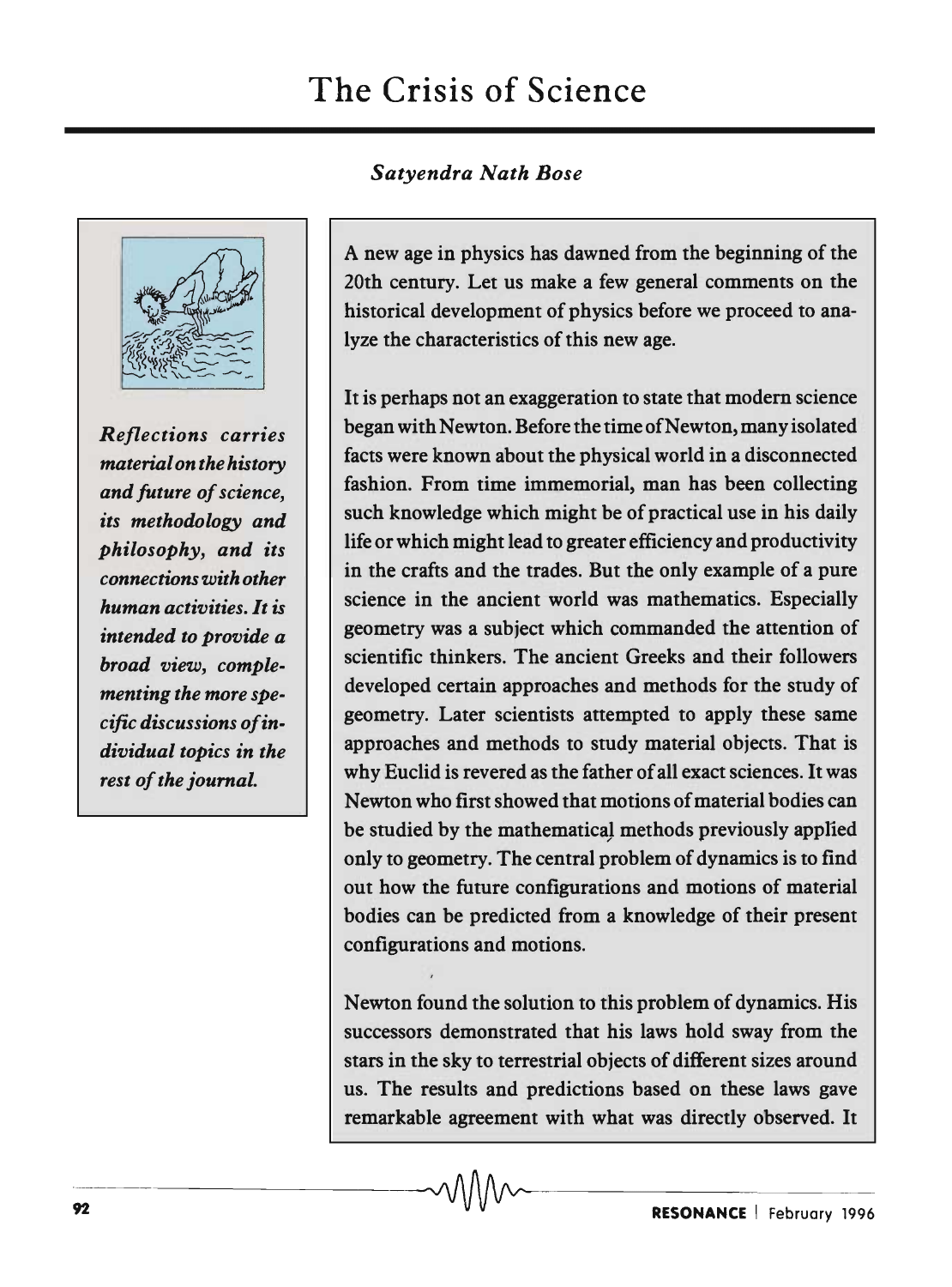# The Crisis of Science

***Satyendra Nath Bose***

*Reflections carries material on the history and future of science, its methodology and philosophy, and its connections with other human activities. It is intended to provide a broad view, complementing the more specific discussions of individual topics in the rest of the journal.*

A new age in physics has dawned from the beginning of the 20th century. Let us make a few general comments on the historical development of physics before we proceed to analyze the characteristics of this new age.

It is perhaps not an exaggeration to state that modern science began with Newton. Before the time of Newton, many isolated facts were known about the physical world in a disconnected fashion. From time immemorial, man has been collecting such knowledge which might be of practical use in his daily life or which might lead to greater efficiency and productivity in the crafts and the trades. But the only example of a pure science in the ancient world was mathematics. Especially geometry was a subject which commanded the attention of scientific thinkers. The ancient Greeks and their followers developed certain approaches and methods for the study of geometry. Later scientists attempted to apply these same approaches and methods to study material objects. That is why Euclid is revered as the father of all exact sciences. It was Newton who first showed that motions of material bodies can be studied by the mathematical methods previously applied only to geometry. The central problem of dynamics is to find out how the future configurations and motions of material bodies can be predicted from a knowledge of their present configurations and motions.

Newton found the solution to this problem of dynamics. His successors demonstrated that his laws hold sway from the stars in the sky to terrestrial objects of different sizes around us. The results and predictions based on these laws gave remarkable agreement with what was directly observed. It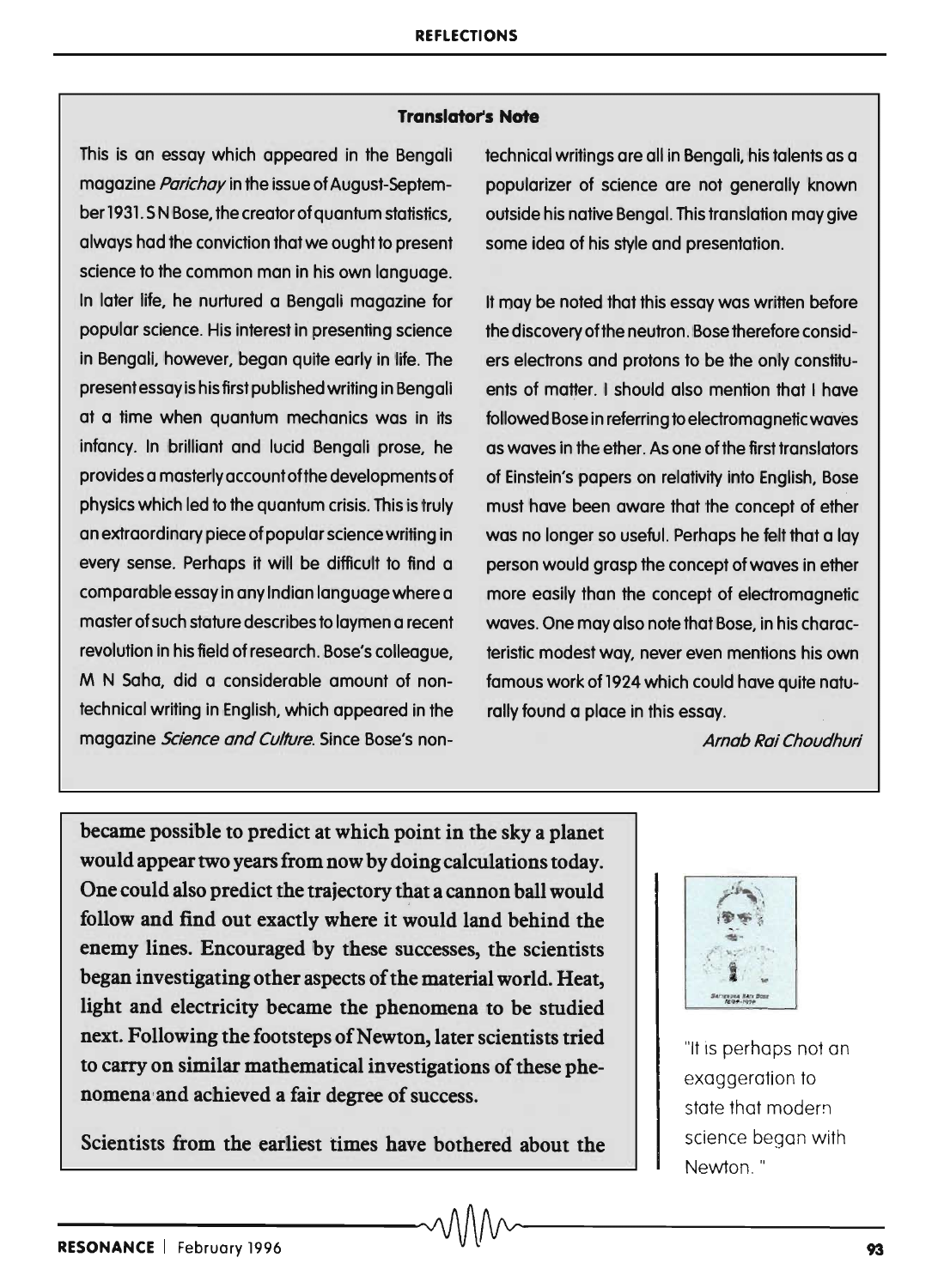**Translator's Note**

This is an essay which appeared in the Bengali magazine *Parichay* in the issue of August-September 1931. S N Bose, the creator of quantum statistics, always had the conviction that we ought to present science to the common man in his own language. In later life, he nurtured a Bengali magazine for popular science. His interest in presenting science in Bengali, however, began quite early in life. The present essay is his first published writing in Bengali at a time when quantum mechanics was in its infancy. In brilliant and lucid Bengali prose, he provides a masterly account of the developments of physics which led to the quantum crisis. This is truly an extraordinary piece of popular science writing in every sense. Perhaps it will be difficult to find a comparable essay in any Indian language where a master of such stature describes to laymen a recent revolution in his field of research. Bose's colleague, M N Saha, did a considerable amount of non-technical writing in English, which appeared in the magazine *Science and Culture*. Since Bose's non-technical writings are all in Bengali, his talents as a popularizer of science are not generally known outside his native Bengal. This translation may give some idea of his style and presentation.

It may be noted that this essay was written before the discovery of the neutron. Bose therefore considers electrons and protons to be the only constituents of matter. I should also mention that I have followed Bose in referring to electromagnetic waves as waves in the ether. As one of the first translators of Einstein's papers on relativity into English, Bose must have been aware that the concept of ether was no longer so useful. Perhaps he felt that a lay person would grasp the concept of waves in ether more easily than the concept of electromagnetic waves. One may also note that Bose, in his characteristic modest way, never even mentions his own famous work of 1924 which could have quite naturally found a place in this essay.

*Arnab Rai Choudhuri*

became possible to predict at which point in the sky a planet would appear two years from now by doing calculations today. One could also predict the trajectory that a cannon ball would follow and find out exactly where it would land behind the enemy lines. Encouraged by these successes, the scientists began investigating other aspects of the material world. Heat, light and electricity became the phenomena to be studied next. Following the footsteps of Newton, later scientists tried to carry on similar mathematical investigations of these phenomena and achieved a fair degree of success.

Scientists from the earliest times have bothered about the

"It is perhaps not an exaggeration to state that modern science began with Newton."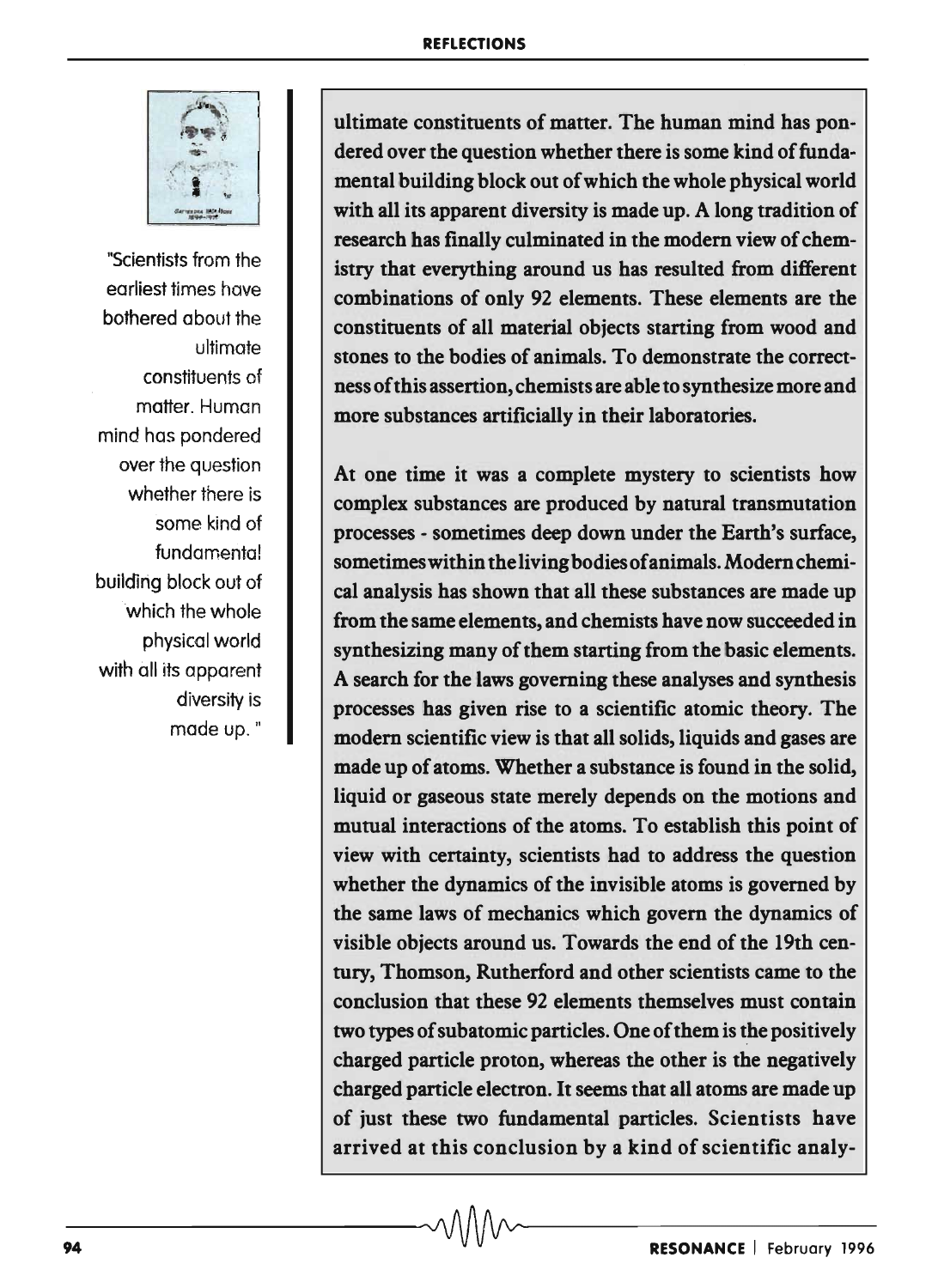"Scientists from the earliest times have bothered about the ultimate constituents of matter. Human mind has pondered over the question whether there is some kind of fundamental building block out of which the whole physical world with all its apparent diversity is made up."

ultimate constituents of matter. The human mind has pondered over the question whether there is some kind of fundamental building block out of which the whole physical world with all its apparent diversity is made up. A long tradition of research has finally culminated in the modern view of chemistry that everything around us has resulted from different combinations of only 92 elements. These elements are the constituents of all material objects starting from wood and stones to the bodies of animals. To demonstrate the correctness of this assertion, chemists are able to synthesize more and more substances artificially in their laboratories.

At one time it was a complete mystery to scientists how complex substances are produced by natural transmutation processes - sometimes deep down under the Earth's surface, sometimes within the living bodies of animals. Modern chemical analysis has shown that all these substances are made up from the same elements, and chemists have now succeeded in synthesizing many of them starting from the basic elements. A search for the laws governing these analyses and synthesis processes has given rise to a scientific atomic theory. The modern scientific view is that all solids, liquids and gases are made up of atoms. Whether a substance is found in the solid, liquid or gaseous state merely depends on the motions and mutual interactions of the atoms. To establish this point of view with certainty, scientists had to address the question whether the dynamics of the invisible atoms is governed by the same laws of mechanics which govern the dynamics of visible objects around us. Towards the end of the 19th century, Thomson, Rutherford and other scientists came to the conclusion that these 92 elements themselves must contain two types of subatomic particles. One of them is the positively charged particle proton, whereas the other is the negatively charged particle electron. It seems that all atoms are made up of just these two fundamental particles. Scientists have arrived at this conclusion by a kind of scientific analy-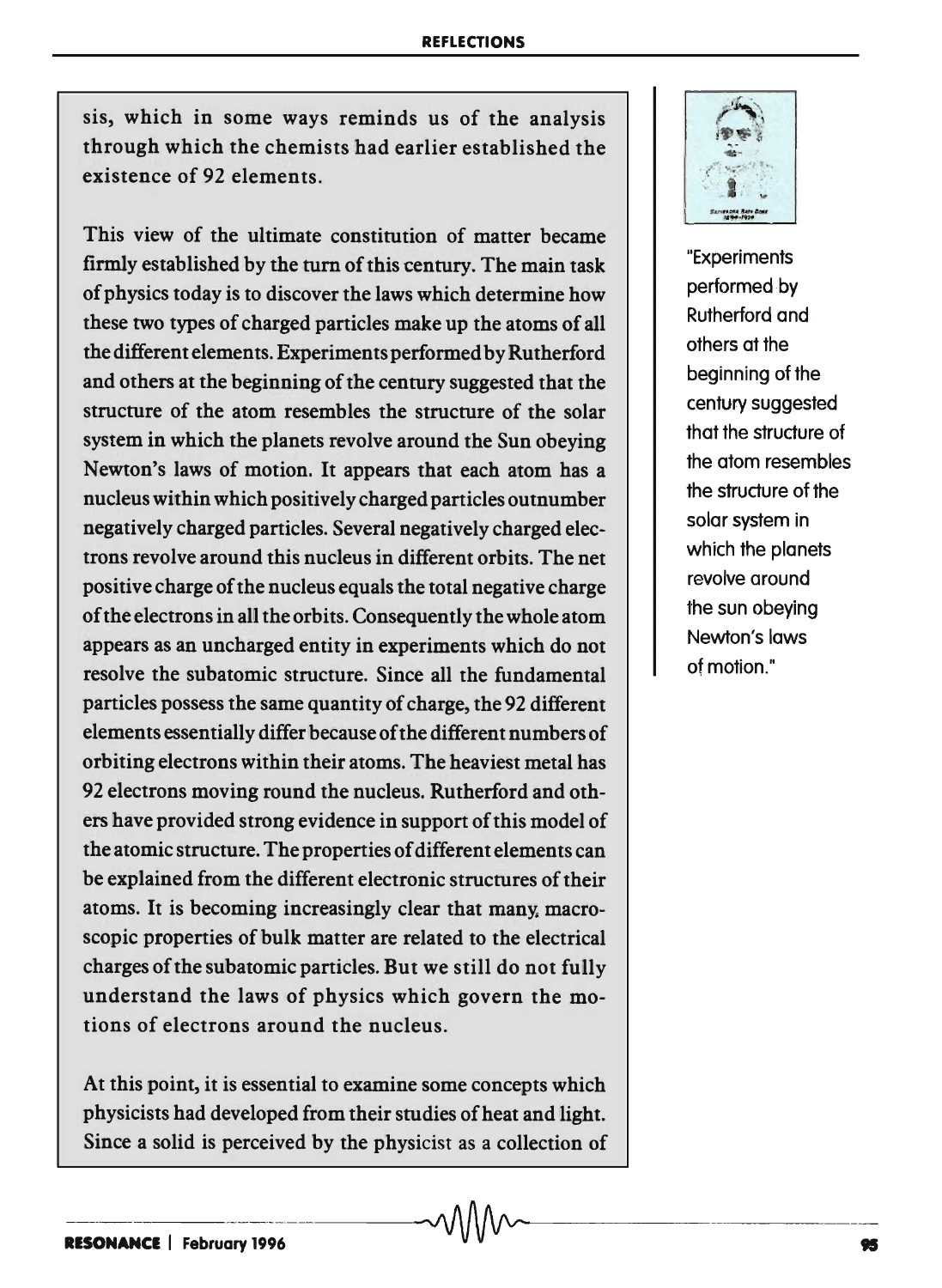sis, which in some ways reminds us of the analysis through which the chemists had earlier established the existence of 92 elements.

This view of the ultimate constitution of matter became firmly established by the turn of this century. The main task of physics today is to discover the laws which determine how these two types of charged particles make up the atoms of all the different elements. Experiments performed by Rutherford and others at the beginning of the century suggested that the structure of the atom resembles the structure of the solar system in which the planets revolve around the Sun obeying Newton's laws of motion. It appears that each atom has a nucleus within which positively charged particles outnumber negatively charged particles. Several negatively charged electrons revolve around this nucleus in different orbits. The net positive charge of the nucleus equals the total negative charge of the electrons in all the orbits. Consequently the whole atom appears as an uncharged entity in experiments which do not resolve the subatomic structure. Since all the fundamental particles possess the same quantity of charge, the 92 different elements essentially differ because of the different numbers of orbiting electrons within their atoms. The heaviest metal has 92 electrons moving round the nucleus. Rutherford and others have provided strong evidence in support of this model of the atomic structure. The properties of different elements can be explained from the different electronic structures of their atoms. It is becoming increasingly clear that many macroscopic properties of bulk matter are related to the electrical charges of the subatomic particles. But we still do not fully understand the laws of physics which govern the motions of electrons around the nucleus.

At this point, it is essential to examine some concepts which physicists had developed from their studies of heat and light. Since a solid is perceived by the physicist as a collection of

"Experiments performed by Rutherford and others at the beginning of the century suggested that the structure of the atom resembles the structure of the solar system in which the planets revolve around the sun obeying Newton's laws of motion."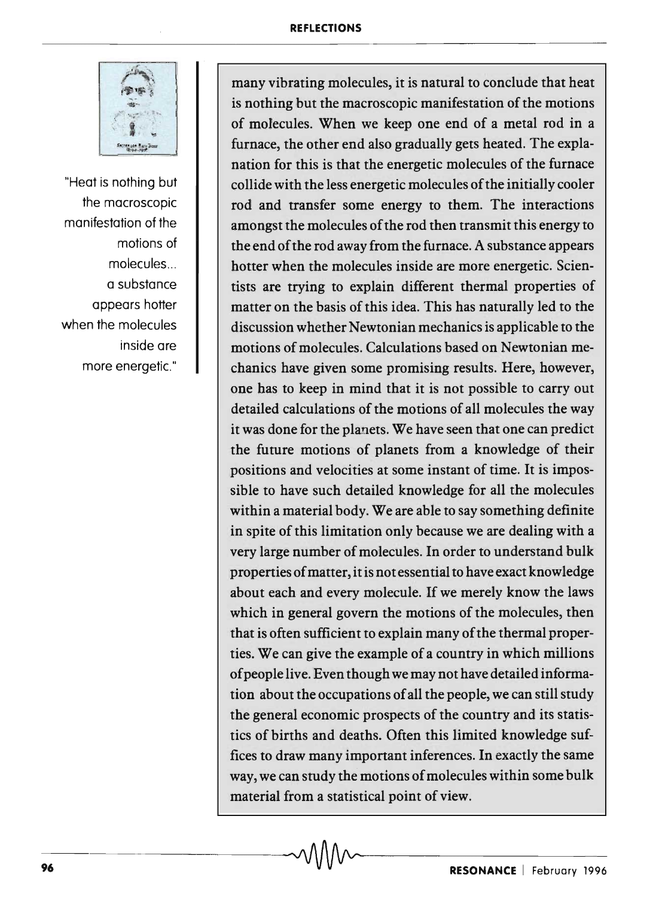"Heat is nothing but the macroscopic manifestation of the motions of molecules... a substance appears hotter when the molecules inside are more energetic."

many vibrating molecules, it is natural to conclude that heat is nothing but the macroscopic manifestation of the motions of molecules. When we keep one end of a metal rod in a furnace, the other end also gradually gets heated. The explanation for this is that the energetic molecules of the furnace collide with the less energetic molecules of the initially cooler rod and transfer some energy to them. The interactions amongst the molecules of the rod then transmit this energy to the end of the rod away from the furnace. A substance appears hotter when the molecules inside are more energetic. Scientists are trying to explain different thermal properties of matter on the basis of this idea. This has naturally led to the discussion whether Newtonian mechanics is applicable to the motions of molecules. Calculations based on Newtonian mechanics have given some promising results. Here, however, one has to keep in mind that it is not possible to carry out detailed calculations of the motions of all molecules the way it was done for the planets. We have seen that one can predict the future motions of planets from a knowledge of their positions and velocities at some instant of time. It is impossible to have such detailed knowledge for all the molecules within a material body. We are able to say something definite in spite of this limitation only because we are dealing with a very large number of molecules. In order to understand bulk properties of matter, it is not essential to have exact knowledge about each and every molecule. If we merely know the laws which in general govern the motions of the molecules, then that is often sufficient to explain many of the thermal properties. We can give the example of a country in which millions of people live. Even though we may not have detailed information about the occupations of all the people, we can still study the general economic prospects of the country and its statistics of births and deaths. Often this limited knowledge suffices to draw many important inferences. In exactly the same way, we can study the motions of molecules within some bulk material from a statistical point of view.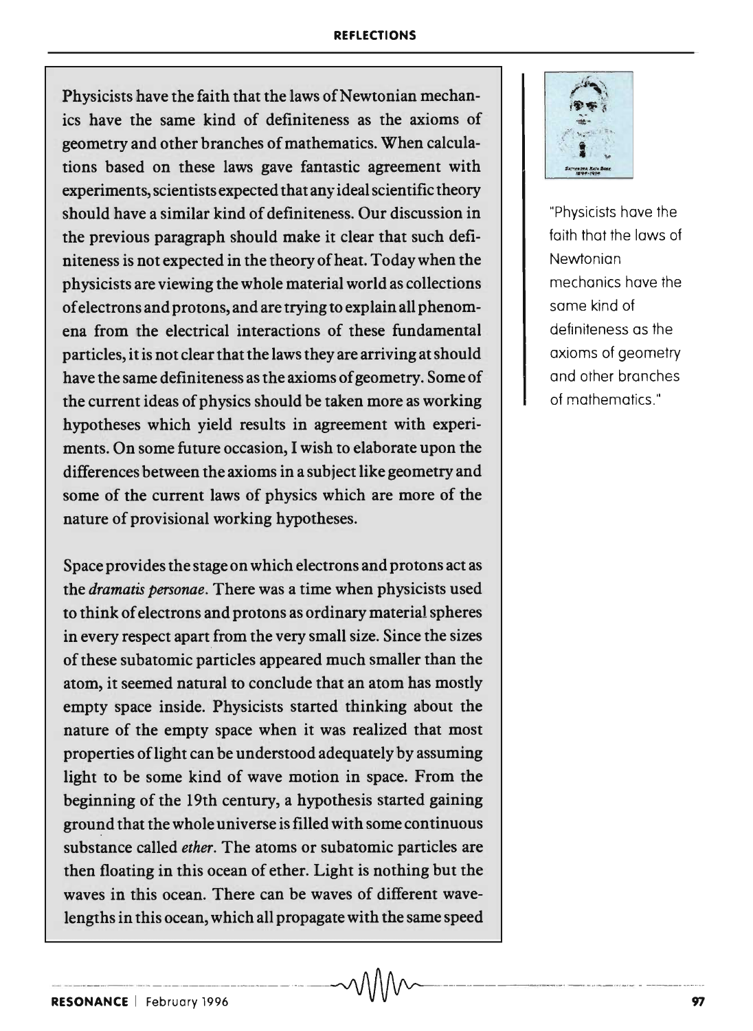Physicists have the faith that the laws of Newtonian mechanics have the same kind of definiteness as the axioms of geometry and other branches of mathematics. When calculations based on these laws gave fantastic agreement with experiments, scientists expected that any ideal scientific theory should have a similar kind of definiteness. Our discussion in the previous paragraph should make it clear that such definiteness is not expected in the theory of heat. Today when the physicists are viewing the whole material world as collections of electrons and protons, and are trying to explain all phenomena from the electrical interactions of these fundamental particles, it is not clear that the laws they are arriving at should have the same definiteness as the axioms of geometry. Some of the current ideas of physics should be taken more as working hypotheses which yield results in agreement with experiments. On some future occasion, I wish to elaborate upon the differences between the axioms in a subject like geometry and some of the current laws of physics which are more of the nature of provisional working hypotheses.

"Physicists have the faith that the laws of Newtonian mechanics have the same kind of definiteness as the axioms of geometry and other branches of mathematics."

Space provides the stage on which electrons and protons act as the *dramatis personae*. There was a time when physicists used to think of electrons and protons as ordinary material spheres in every respect apart from the very small size. Since the sizes of these subatomic particles appeared much smaller than the atom, it seemed natural to conclude that an atom has mostly empty space inside. Physicists started thinking about the nature of the empty space when it was realized that most properties of light can be understood adequately by assuming light to be some kind of wave motion in space. From the beginning of the 19th century, a hypothesis started gaining ground that the whole universe is filled with some continuous substance called *ether*. The atoms or subatomic particles are then floating in this ocean of ether. Light is nothing but the waves in this ocean. There can be waves of different wavelengths in this ocean, which all propagate with the same speed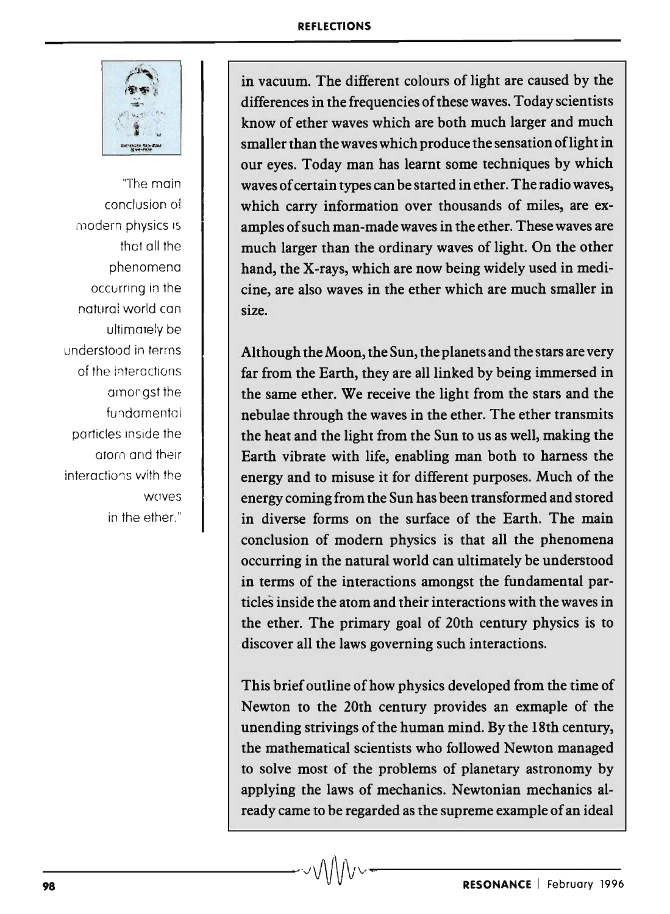"The main conclusion of modern physics is that all the phenomena occurring in the natural world can ultimately be understood in terms of the interactions amongst the fundamental particles inside the atom and their interactions with the waves in the ether."

in vacuum. The different colours of light are caused by the differences in the frequencies of these waves. Today scientists know of ether waves which are both much larger and much smaller than the waves which produce the sensation of light in our eyes. Today man has learnt some techniques by which waves of certain types can be started in ether. The radio waves, which carry information over thousands of miles, are examples of such man-made waves in the ether. These waves are much larger than the ordinary waves of light. On the other hand, the X-rays, which are now being widely used in medicine, are also waves in the ether which are much smaller in size.

Although the Moon, the Sun, the planets and the stars are very far from the Earth, they are all linked by being immersed in the same ether. We receive the light from the stars and the nebulae through the waves in the ether. The ether transmits the heat and the light from the Sun to us as well, making the Earth vibrate with life, enabling man both to harness the energy and to misuse it for different purposes. Much of the energy coming from the Sun has been transformed and stored in diverse forms on the surface of the Earth. The main conclusion of modern physics is that all the phenomena occurring in the natural world can ultimately be understood in terms of the interactions amongst the fundamental particles inside the atom and their interactions with the waves in the ether. The primary goal of 20th century physics is to discover all the laws governing such interactions.

This brief outline of how physics developed from the time of Newton to the 20th century provides an exmaple of the unending strivings of the human mind. By the 18th century, the mathematical scientists who followed Newton managed to solve most of the problems of planetary astronomy by applying the laws of mechanics. Newtonian mechanics already came to be regarded as the supreme example of an ideal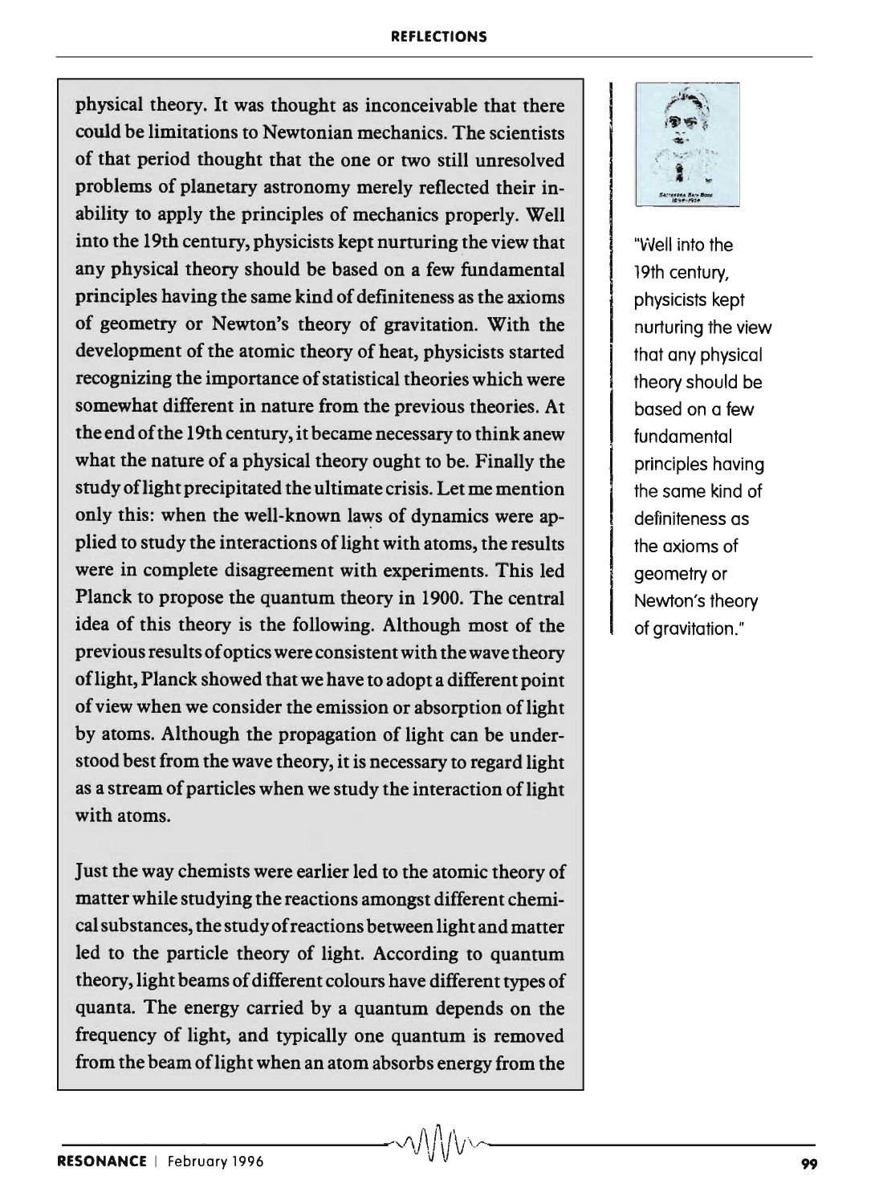physical theory. It was thought as inconceivable that there could be limitations to Newtonian mechanics. The scientists of that period thought that the one or two still unresolved problems of planetary astronomy merely reflected their inability to apply the principles of mechanics properly. Well into the 19th century, physicists kept nurturing the view that any physical theory should be based on a few fundamental principles having the same kind of definiteness as the axioms of geometry or Newton's theory of gravitation. With the development of the atomic theory of heat, physicists started recognizing the importance of statistical theories which were somewhat different in nature from the previous theories. At the end of the 19th century, it became necessary to think anew what the nature of a physical theory ought to be. Finally the study of light precipitated the ultimate crisis. Let me mention only this: when the well-known laws of dynamics were applied to study the interactions of light with atoms, the results were in complete disagreement with experiments. This led Planck to propose the quantum theory in 1900. The central idea of this theory is the following. Although most of the previous results of optics were consistent with the wave theory of light, Planck showed that we have to adopt a different point of view when we consider the emission or absorption of light by atoms. Although the propagation of light can be understood best from the wave theory, it is necessary to regard light as a stream of particles when we study the interaction of light with atoms.

"Well into the 19th century, physicists kept nurturing the view that any physical theory should be based on a few fundamental principles having the same kind of definiteness as the axioms of geometry or Newton's theory of gravitation."

Just the way chemists were earlier led to the atomic theory of matter while studying the reactions amongst different chemical substances, the study of reactions between light and matter led to the particle theory of light. According to quantum theory, light beams of different colours have different types of quanta. The energy carried by a quantum depends on the frequency of light, and typically one quantum is removed from the beam of light when an atom absorbs energy from the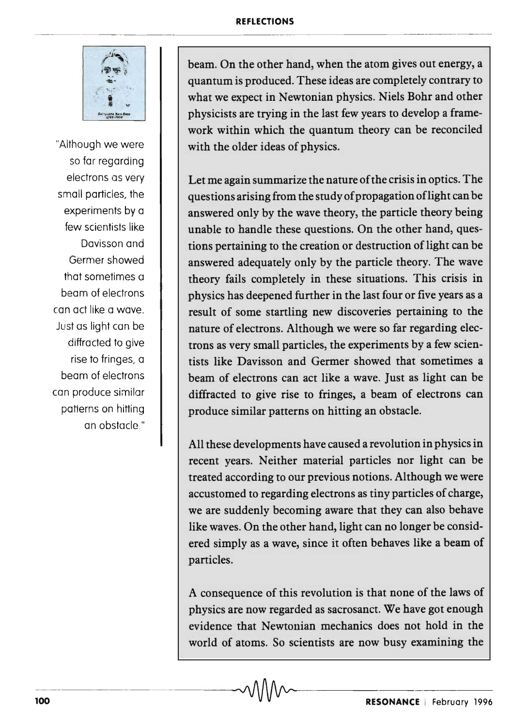beam. On the other hand, when the atom gives out energy, a quantum is produced. These ideas are completely contrary to what we expect in Newtonian physics. Niels Bohr and other physicists are trying in the last few years to develop a framework within which the quantum theory can be reconciled with the older ideas of physics.

"Although we were so far regarding electrons as very small particles, the experiments by a few scientists like Davisson and Germer showed that sometimes a beam of electrons can act like a wave. Just as light can be diffracted to give rise to fringes, a beam of electrons can produce similar patterns on hitting an obstacle."

Let me again summarize the nature of the crisis in optics. The questions arising from the study of propagation of light can be answered only by the wave theory, the particle theory being unable to handle these questions. On the other hand, questions pertaining to the creation or destruction of light can be answered adequately only by the particle theory. The wave theory fails completely in these situations. This crisis in physics has deepened further in the last four or five years as a result of some startling new discoveries pertaining to the nature of electrons. Although we were so far regarding electrons as very small particles, the experiments by a few scientists like Davisson and Germer showed that sometimes a beam of electrons can act like a wave. Just as light can be diffracted to give rise to fringes, a beam of electrons can produce similar patterns on hitting an obstacle.

All these developments have caused a revolution in physics in recent years. Neither material particles nor light can be treated according to our previous notions. Although we were accustomed to regarding electrons as tiny particles of charge, we are suddenly becoming aware that they can also behave like waves. On the other hand, light can no longer be considered simply as a wave, since it often behaves like a beam of particles.

A consequence of this revolution is that none of the laws of physics are now regarded as sacrosanct. We have got enough evidence that Newtonian mechanics does not hold in the world of atoms. So scientists are now busy examining the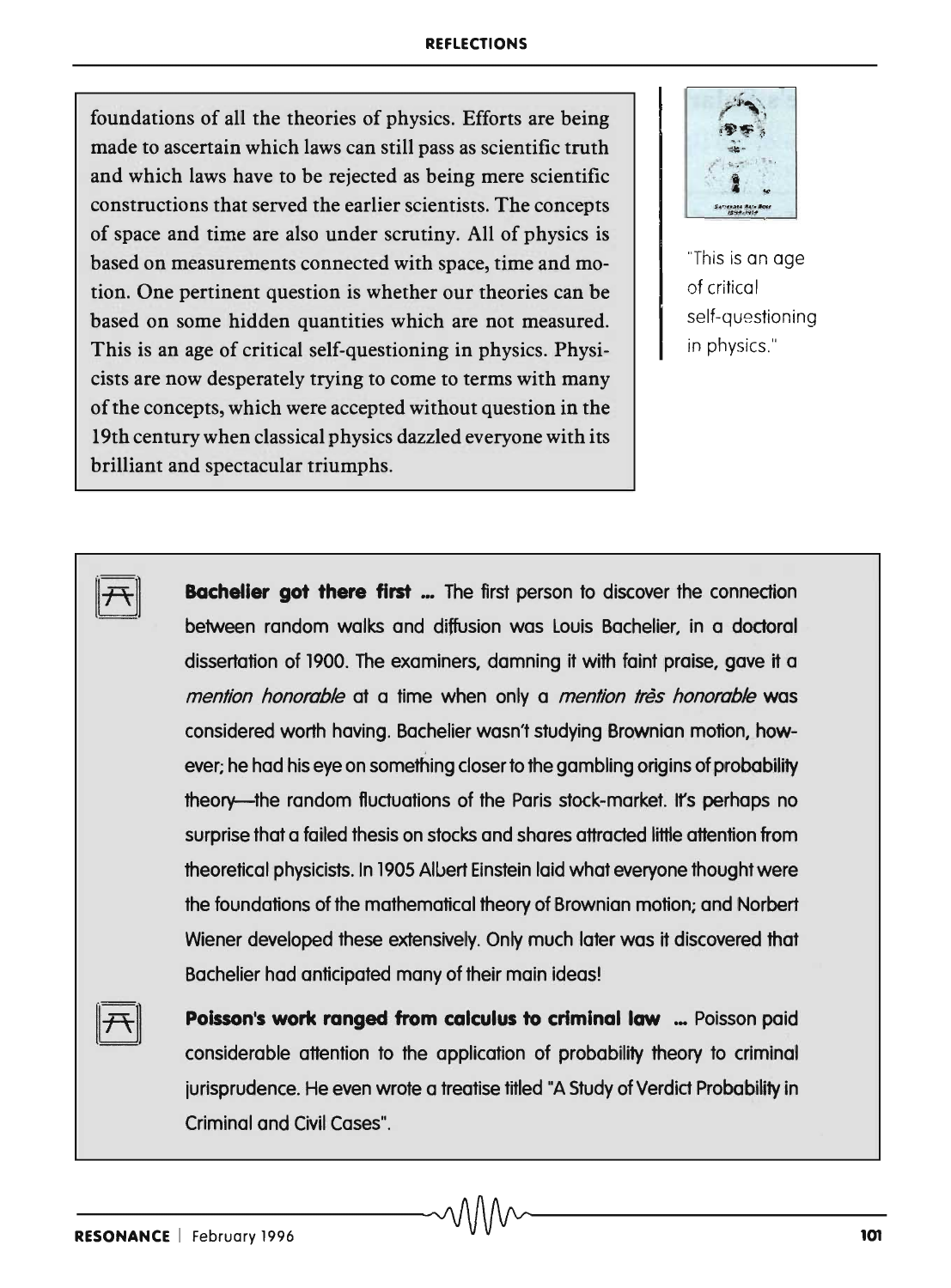foundations of all the theories of physics. Efforts are being made to ascertain which laws can still pass as scientific truth and which laws have to be rejected as being mere scientific constructions that served the earlier scientists. The concepts of space and time are also under scrutiny. All of physics is based on measurements connected with space, time and motion. One pertinent question is whether our theories can be based on some hidden quantities which are not measured. This is an age of critical self-questioning in physics. Physicists are now desperately trying to come to terms with many of the concepts, which were accepted without question in the 19th century when classical physics dazzled everyone with its brilliant and spectacular triumphs.

"This is an age of critical self-questioning in physics."

**Bachelier got there first ...** The first person to discover the connection between random walks and diffusion was Louis Bachelier, in a doctoral dissertation of 1900. The examiners, damning it with faint praise, gave it a *mention honorable* at a time when only a *mention très honorable* was considered worth having. Bachelier wasn't studying Brownian motion, however; he had his eye on something closer to the gambling origins of probability theory—the random fluctuations of the Paris stock-market. It's perhaps no surprise that a failed thesis on stocks and shares attracted little attention from theoretical physicists. In 1905 Albert Einstein laid what everyone thought were the foundations of the mathematical theory of Brownian motion; and Norbert Wiener developed these extensively. Only much later was it discovered that Bachelier had anticipated many of their main ideas!

**Poisson's work ranged from calculus to criminal law ...** Poisson paid considerable attention to the application of probability theory to criminal jurisprudence. He even wrote a treatise titled "A Study of Verdict Probability in Criminal and Civil Cases".